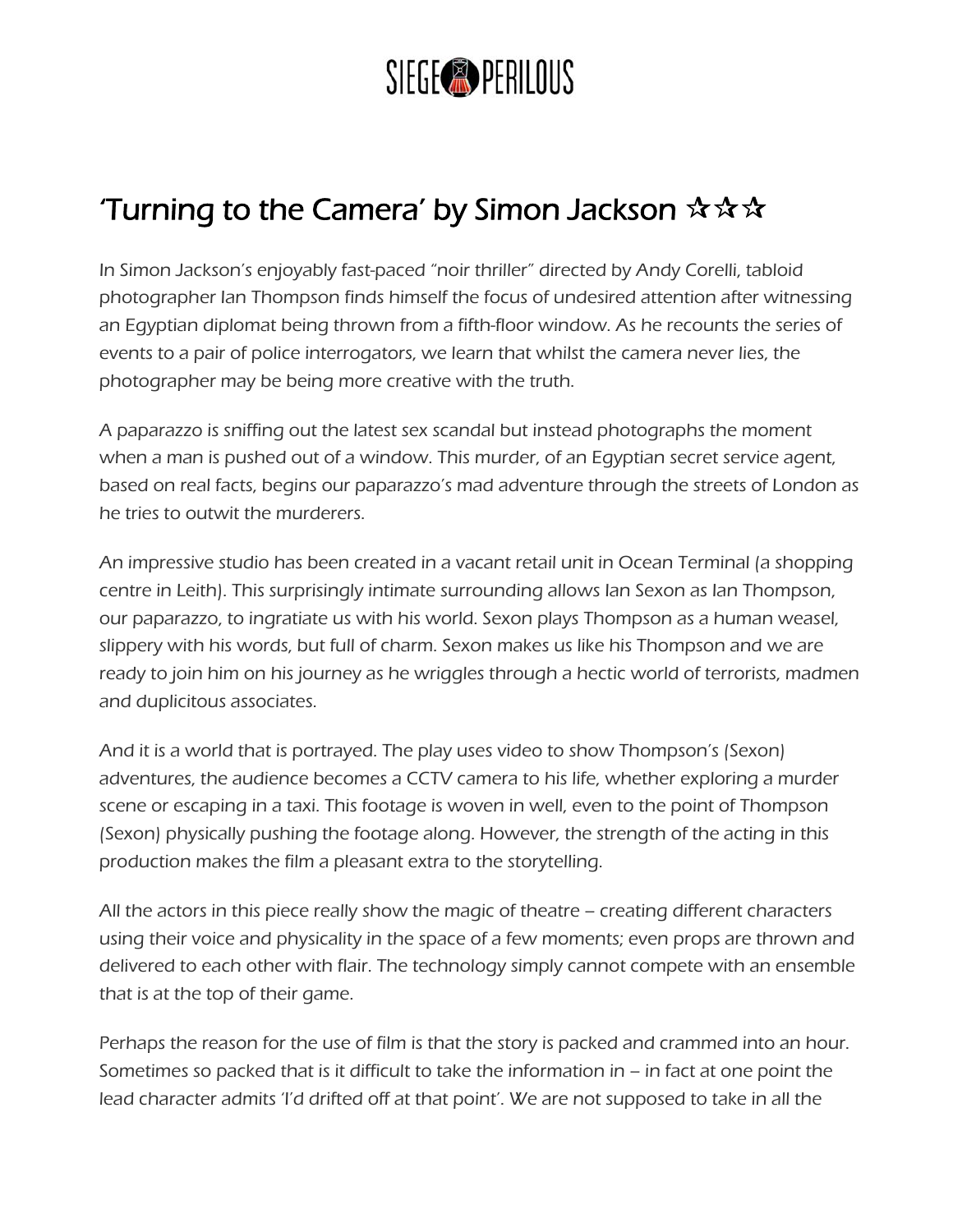# 'Turning to the Camera' by Simon Jackson ☆☆☆

In Simon Jackson's enjoyably fast-paced "noir thriller" directed by Andy Corelli, tabloid photographer Ian Thompson finds himself the focus of undesired attention after witnessing an Egyptian diplomat being thrown from a fifth-floor window. As he recounts the series of events to a pair of police interrogators, we learn that whilst the camera never lies, the photographer may be being more creative with the truth.

A paparazzo is sniffing out the latest sex scandal but instead photographs the moment when a man is pushed out of a window. This murder, of an Egyptian secret service agent, based on real facts, begins our paparazzo's mad adventure through the streets of London as he tries to outwit the murderers.

An impressive studio has been created in a vacant retail unit in Ocean Terminal (a shopping centre in Leith). This surprisingly intimate surrounding allows Ian Sexon as Ian Thompson, our paparazzo, to ingratiate us with his world. Sexon plays Thompson as a human weasel, slippery with his words, but full of charm. Sexon makes us like his Thompson and we are ready to join him on his journey as he wriggles through a hectic world of terrorists, madmen and duplicitous associates.

And it is a world that is portrayed. The play uses video to show Thompson's (Sexon) adventures, the audience becomes a CCTV camera to his life, whether exploring a murder scene or escaping in a taxi. This footage is woven in well, even to the point of Thompson (Sexon) physically pushing the footage along. However, the strength of the acting in this production makes the film a pleasant extra to the storytelling.

All the actors in this piece really show the magic of theatre – creating different characters using their voice and physicality in the space of a few moments; even props are thrown and delivered to each other with flair. The technology simply cannot compete with an ensemble that is at the top of their game.

Perhaps the reason for the use of film is that the story is packed and crammed into an hour. Sometimes so packed that is it difficult to take the information in – in fact at one point the lead character admits 'I'd drifted off at that point'. We are not supposed to take in all the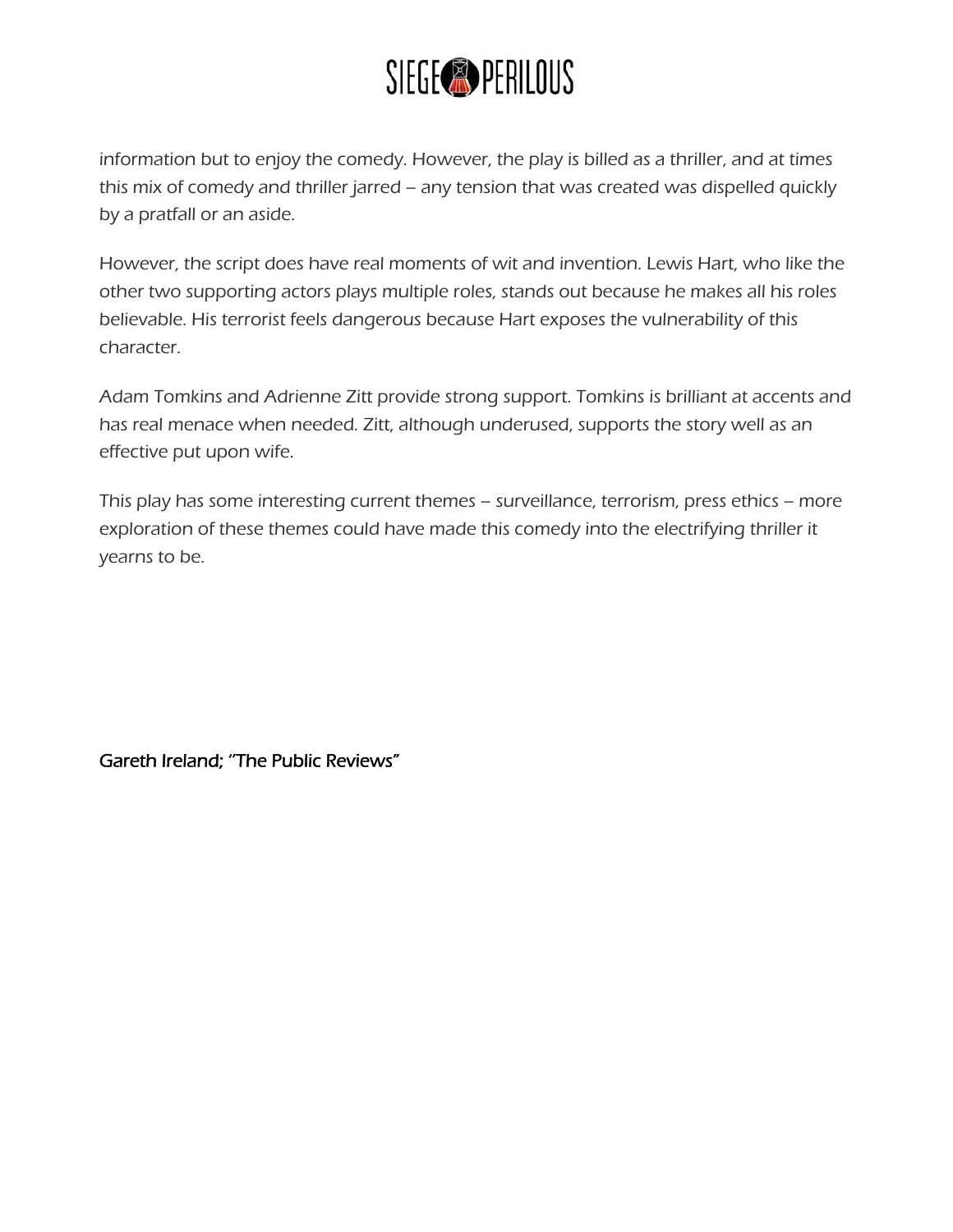information but to enjoy the comedy. However, the play is billed as a thriller, and at times this mix of comedy and thriller jarred – any tension that was created was dispelled quickly by a pratfall or an aside.

However, the script does have real moments of wit and invention. Lewis Hart, who like the other two supporting actors plays multiple roles, stands out because he makes all his roles believable. His terrorist feels dangerous because Hart exposes the vulnerability of this character.

Adam Tomkins and Adrienne Zitt provide strong support. Tomkins is brilliant at accents and has real menace when needed. Zitt, although underused, supports the story well as an effective put upon wife.

This play has some interesting current themes – surveillance, terrorism, press ethics – more exploration of these themes could have made this comedy into the electrifying thriller it yearns to be.

Gareth Ireland; "The Public Reviews"